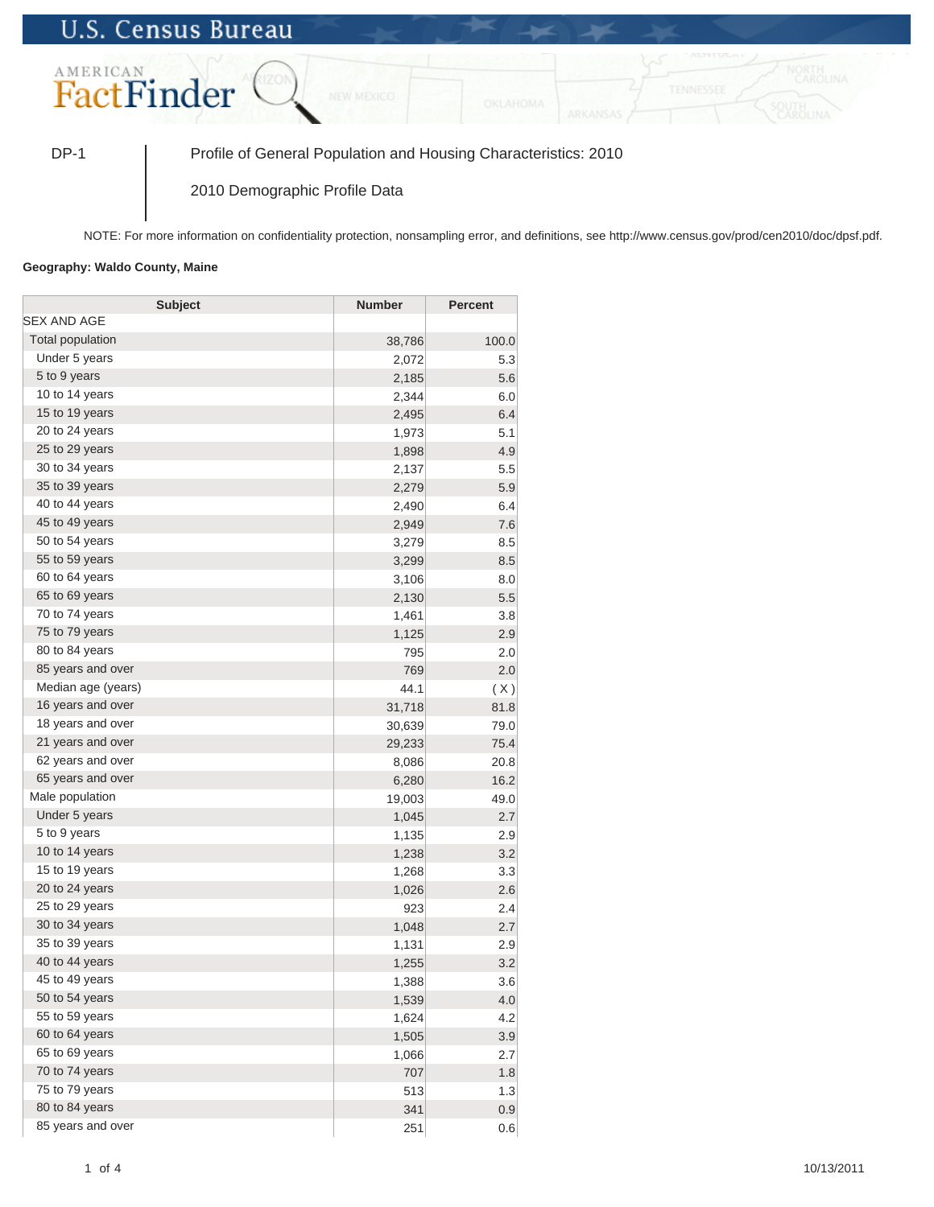U.S. Census Bureau

AMERICAN FactFinder

DP-1 | Profile of General Population and Housing Characteristics: 2010

2010 Demographic Profile Data

NOTE: For more information on confidentiality protection, nonsampling error, and definitions, see http://www.census.gov/prod/cen2010/doc/dpsf.pdf.

**Geography: Waldo County, Maine**

| Subject | Number | Percent |
|---|---|---|
| SEX AND AGE | | |
| Total population | 38,786 | 100.0 |
| Under 5 years | 2,072 | 5.3 |
| 5 to 9 years | 2,185 | 5.6 |
| 10 to 14 years | 2,344 | 6.0 |
| 15 to 19 years | 2,495 | 6.4 |
| 20 to 24 years | 1,973 | 5.1 |
| 25 to 29 years | 1,898 | 4.9 |
| 30 to 34 years | 2,137 | 5.5 |
| 35 to 39 years | 2,279 | 5.9 |
| 40 to 44 years | 2,490 | 6.4 |
| 45 to 49 years | 2,949 | 7.6 |
| 50 to 54 years | 3,279 | 8.5 |
| 55 to 59 years | 3,299 | 8.5 |
| 60 to 64 years | 3,106 | 8.0 |
| 65 to 69 years | 2,130 | 5.5 |
| 70 to 74 years | 1,461 | 3.8 |
| 75 to 79 years | 1,125 | 2.9 |
| 80 to 84 years | 795 | 2.0 |
| 85 years and over | 769 | 2.0 |
| Median age (years) | 44.1 | ( X ) |
| 16 years and over | 31,718 | 81.8 |
| 18 years and over | 30,639 | 79.0 |
| 21 years and over | 29,233 | 75.4 |
| 62 years and over | 8,086 | 20.8 |
| 65 years and over | 6,280 | 16.2 |
| Male population | 19,003 | 49.0 |
| Under 5 years | 1,045 | 2.7 |
| 5 to 9 years | 1,135 | 2.9 |
| 10 to 14 years | 1,238 | 3.2 |
| 15 to 19 years | 1,268 | 3.3 |
| 20 to 24 years | 1,026 | 2.6 |
| 25 to 29 years | 923 | 2.4 |
| 30 to 34 years | 1,048 | 2.7 |
| 35 to 39 years | 1,131 | 2.9 |
| 40 to 44 years | 1,255 | 3.2 |
| 45 to 49 years | 1,388 | 3.6 |
| 50 to 54 years | 1,539 | 4.0 |
| 55 to 59 years | 1,624 | 4.2 |
| 60 to 64 years | 1,505 | 3.9 |
| 65 to 69 years | 1,066 | 2.7 |
| 70 to 74 years | 707 | 1.8 |
| 75 to 79 years | 513 | 1.3 |
| 80 to 84 years | 341 | 0.9 |
| 85 years and over | 251 | 0.6 |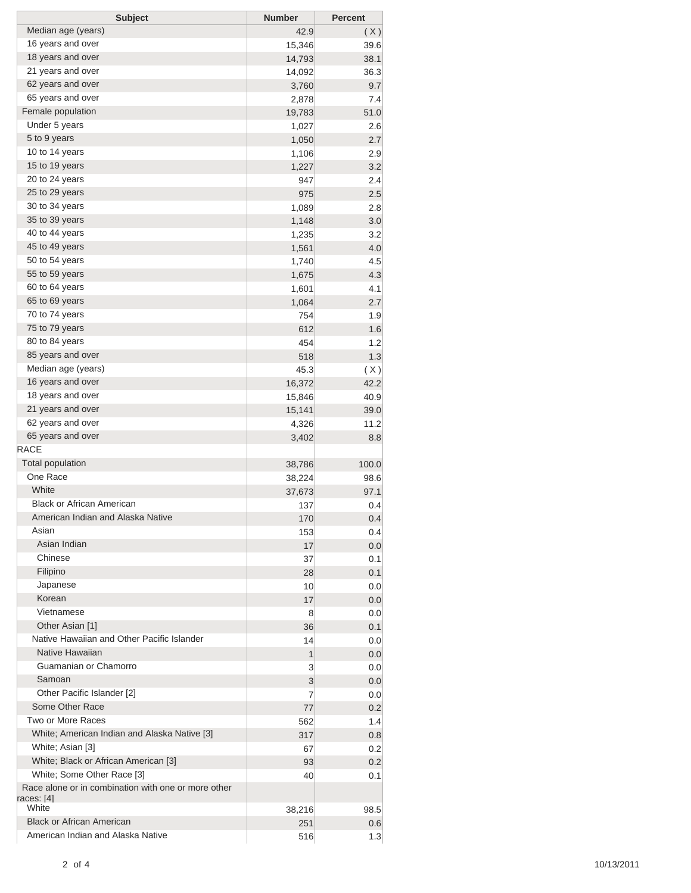| Subject | Number | Percent |
|---|---|---|
| Median age (years) | 42.9 | ( X ) |
| 16 years and over | 15,346 | 39.6 |
| 18 years and over | 14,793 | 38.1 |
| 21 years and over | 14,092 | 36.3 |
| 62 years and over | 3,760 | 9.7 |
| 65 years and over | 2,878 | 7.4 |
| Female population | 19,783 | 51.0 |
| Under 5 years | 1,027 | 2.6 |
| 5 to 9 years | 1,050 | 2.7 |
| 10 to 14 years | 1,106 | 2.9 |
| 15 to 19 years | 1,227 | 3.2 |
| 20 to 24 years | 947 | 2.4 |
| 25 to 29 years | 975 | 2.5 |
| 30 to 34 years | 1,089 | 2.8 |
| 35 to 39 years | 1,148 | 3.0 |
| 40 to 44 years | 1,235 | 3.2 |
| 45 to 49 years | 1,561 | 4.0 |
| 50 to 54 years | 1,740 | 4.5 |
| 55 to 59 years | 1,675 | 4.3 |
| 60 to 64 years | 1,601 | 4.1 |
| 65 to 69 years | 1,064 | 2.7 |
| 70 to 74 years | 754 | 1.9 |
| 75 to 79 years | 612 | 1.6 |
| 80 to 84 years | 454 | 1.2 |
| 85 years and over | 518 | 1.3 |
| Median age (years) | 45.3 | ( X ) |
| 16 years and over | 16,372 | 42.2 |
| 18 years and over | 15,846 | 40.9 |
| 21 years and over | 15,141 | 39.0 |
| 62 years and over | 4,326 | 11.2 |
| 65 years and over | 3,402 | 8.8 |
| RACE | | |
| Total population | 38,786 | 100.0 |
| One Race | 38,224 | 98.6 |
| White | 37,673 | 97.1 |
| Black or African American | 137 | 0.4 |
| American Indian and Alaska Native | 170 | 0.4 |
| Asian | 153 | 0.4 |
| Asian Indian | 17 | 0.0 |
| Chinese | 37 | 0.1 |
| Filipino | 28 | 0.1 |
| Japanese | 10 | 0.0 |
| Korean | 17 | 0.0 |
| Vietnamese | 8 | 0.0 |
| Other Asian [1] | 36 | 0.1 |
| Native Hawaiian and Other Pacific Islander | 14 | 0.0 |
| Native Hawaiian | 1 | 0.0 |
| Guamanian or Chamorro | 3 | 0.0 |
| Samoan | 3 | 0.0 |
| Other Pacific Islander [2] | 7 | 0.0 |
| Some Other Race | 77 | 0.2 |
| Two or More Races | 562 | 1.4 |
| White; American Indian and Alaska Native [3] | 317 | 0.8 |
| White; Asian [3] | 67 | 0.2 |
| White; Black or African American [3] | 93 | 0.2 |
| White; Some Other Race [3] | 40 | 0.1 |
| Race alone or in combination with one or more other races: [4] | | |
| White | 38,216 | 98.5 |
| Black or African American | 251 | 0.6 |
| American Indian and Alaska Native | 516 | 1.3 |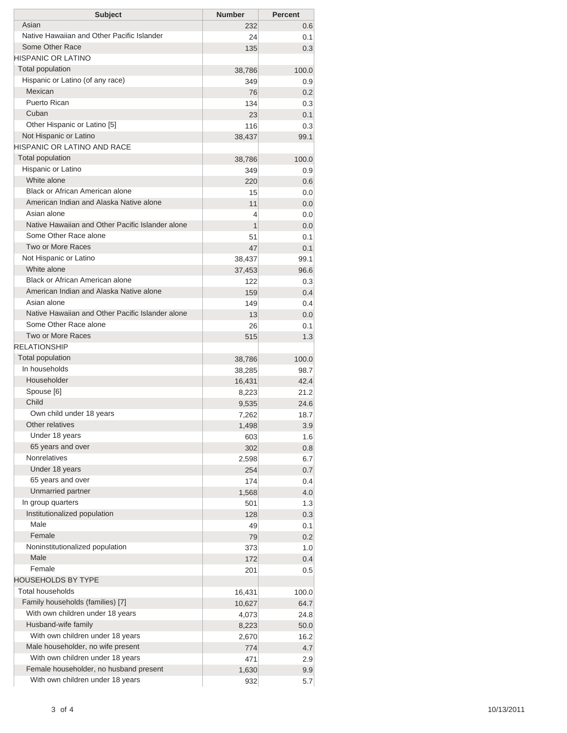| Subject | Number | Percent |
|---|---|---|
| Asian | 232 | 0.6 |
| Native Hawaiian and Other Pacific Islander | 24 | 0.1 |
| Some Other Race | 135 | 0.3 |
| HISPANIC OR LATINO | | |
| Total population | 38,786 | 100.0 |
| Hispanic or Latino (of any race) | 349 | 0.9 |
| Mexican | 76 | 0.2 |
| Puerto Rican | 134 | 0.3 |
| Cuban | 23 | 0.1 |
| Other Hispanic or Latino [5] | 116 | 0.3 |
| Not Hispanic or Latino | 38,437 | 99.1 |
| HISPANIC OR LATINO AND RACE | | |
| Total population | 38,786 | 100.0 |
| Hispanic or Latino | 349 | 0.9 |
| White alone | 220 | 0.6 |
| Black or African American alone | 15 | 0.0 |
| American Indian and Alaska Native alone | 11 | 0.0 |
| Asian alone | 4 | 0.0 |
| Native Hawaiian and Other Pacific Islander alone | 1 | 0.0 |
| Some Other Race alone | 51 | 0.1 |
| Two or More Races | 47 | 0.1 |
| Not Hispanic or Latino | 38,437 | 99.1 |
| White alone | 37,453 | 96.6 |
| Black or African American alone | 122 | 0.3 |
| American Indian and Alaska Native alone | 159 | 0.4 |
| Asian alone | 149 | 0.4 |
| Native Hawaiian and Other Pacific Islander alone | 13 | 0.0 |
| Some Other Race alone | 26 | 0.1 |
| Two or More Races | 515 | 1.3 |
| RELATIONSHIP | | |
| Total population | 38,786 | 100.0 |
| In households | 38,285 | 98.7 |
| Householder | 16,431 | 42.4 |
| Spouse [6] | 8,223 | 21.2 |
| Child | 9,535 | 24.6 |
| Own child under 18 years | 7,262 | 18.7 |
| Other relatives | 1,498 | 3.9 |
| Under 18 years | 603 | 1.6 |
| 65 years and over | 302 | 0.8 |
| Nonrelatives | 2,598 | 6.7 |
| Under 18 years | 254 | 0.7 |
| 65 years and over | 174 | 0.4 |
| Unmarried partner | 1,568 | 4.0 |
| In group quarters | 501 | 1.3 |
| Institutionalized population | 128 | 0.3 |
| Male | 49 | 0.1 |
| Female | 79 | 0.2 |
| Noninstitutionalized population | 373 | 1.0 |
| Male | 172 | 0.4 |
| Female | 201 | 0.5 |
| HOUSEHOLDS BY TYPE | | |
| Total households | 16,431 | 100.0 |
| Family households (families) [7] | 10,627 | 64.7 |
| With own children under 18 years | 4,073 | 24.8 |
| Husband-wife family | 8,223 | 50.0 |
| With own children under 18 years | 2,670 | 16.2 |
| Male householder, no wife present | 774 | 4.7 |
| With own children under 18 years | 471 | 2.9 |
| Female householder, no husband present | 1,630 | 9.9 |
| With own children under 18 years | 932 | 5.7 |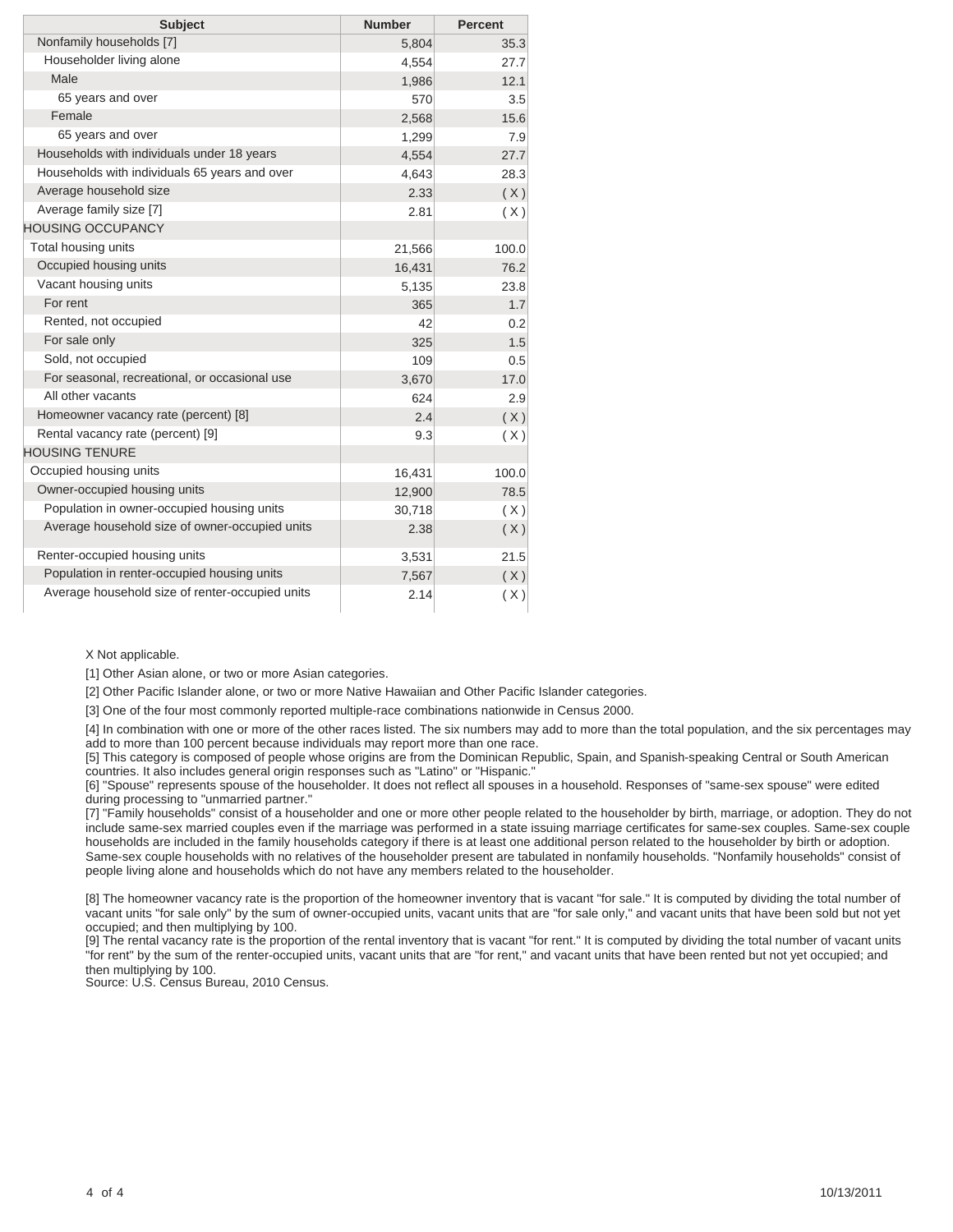| Subject | Number | Percent |
|---|---|---|
| Nonfamily households [7] | 5,804 | 35.3 |
| Householder living alone | 4,554 | 27.7 |
| Male | 1,986 | 12.1 |
| 65 years and over | 570 | 3.5 |
| Female | 2,568 | 15.6 |
| 65 years and over | 1,299 | 7.9 |
| Households with individuals under 18 years | 4,554 | 27.7 |
| Households with individuals 65 years and over | 4,643 | 28.3 |
| Average household size | 2.33 | ( X ) |
| Average family size [7] | 2.81 | ( X ) |
| HOUSING OCCUPANCY | | |
| Total housing units | 21,566 | 100.0 |
| Occupied housing units | 16,431 | 76.2 |
| Vacant housing units | 5,135 | 23.8 |
| For rent | 365 | 1.7 |
| Rented, not occupied | 42 | 0.2 |
| For sale only | 325 | 1.5 |
| Sold, not occupied | 109 | 0.5 |
| For seasonal, recreational, or occasional use | 3,670 | 17.0 |
| All other vacants | 624 | 2.9 |
| Homeowner vacancy rate (percent) [8] | 2.4 | ( X ) |
| Rental vacancy rate (percent) [9] | 9.3 | ( X ) |
| HOUSING TENURE | | |
| Occupied housing units | 16,431 | 100.0 |
| Owner-occupied housing units | 12,900 | 78.5 |
| Population in owner-occupied housing units | 30,718 | ( X ) |
| Average household size of owner-occupied units | 2.38 | ( X ) |
| Renter-occupied housing units | 3,531 | 21.5 |
| Population in renter-occupied housing units | 7,567 | ( X ) |
| Average household size of renter-occupied units | 2.14 | ( X ) |

X Not applicable.

[1] Other Asian alone, or two or more Asian categories.

[2] Other Pacific Islander alone, or two or more Native Hawaiian and Other Pacific Islander categories.

[3] One of the four most commonly reported multiple-race combinations nationwide in Census 2000.

[4] In combination with one or more of the other races listed. The six numbers may add to more than the total population, and the six percentages may add to more than 100 percent because individuals may report more than one race.

[5] This category is composed of people whose origins are from the Dominican Republic, Spain, and Spanish-speaking Central or South American countries. It also includes general origin responses such as "Latino" or "Hispanic."

[6] "Spouse" represents spouse of the householder. It does not reflect all spouses in a household. Responses of "same-sex spouse" were edited during processing to "unmarried partner."

[7] "Family households" consist of a householder and one or more other people related to the householder by birth, marriage, or adoption. They do not include same-sex married couples even if the marriage was performed in a state issuing marriage certificates for same-sex couples. Same-sex couple households are included in the family households category if there is at least one additional person related to the householder by birth or adoption. Same-sex couple households with no relatives of the householder present are tabulated in nonfamily households. "Nonfamily households" consist of people living alone and households which do not have any members related to the householder.

[8] The homeowner vacancy rate is the proportion of the homeowner inventory that is vacant "for sale." It is computed by dividing the total number of vacant units "for sale only" by the sum of owner-occupied units, vacant units that are "for sale only," and vacant units that have been sold but not yet occupied; and then multiplying by 100.

[9] The rental vacancy rate is the proportion of the rental inventory that is vacant "for rent." It is computed by dividing the total number of vacant units "for rent" by the sum of the renter-occupied units, vacant units that are "for rent," and vacant units that have been rented but not yet occupied; and then multiplying by 100.

Source: U.S. Census Bureau, 2010 Census.